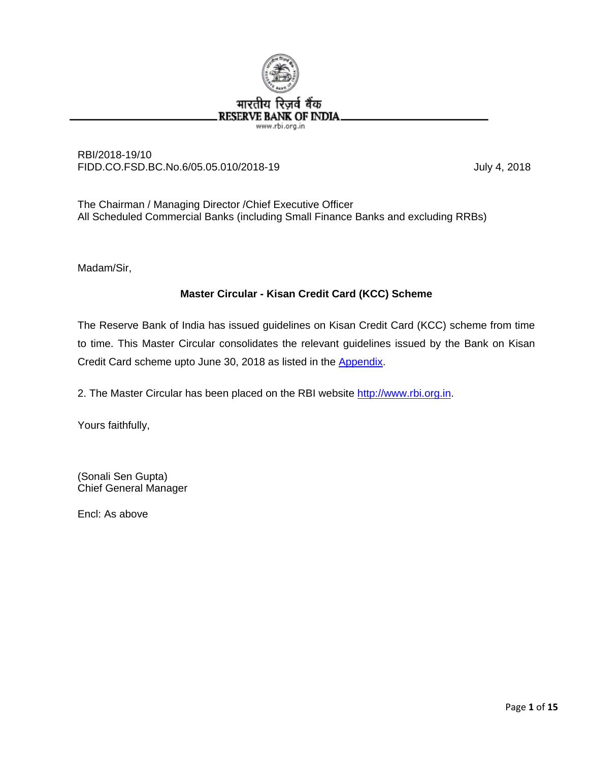भारतीय रिज़र्व बैंक
RESERVE BANK OF INDIA
www.rbi.org.in

RBI/2018-19/10
FIDD.CO.FSD.BC.No.6/05.05.010/2018-19 July 4, 2018

The Chairman / Managing Director /Chief Executive Officer
All Scheduled Commercial Banks (including Small Finance Banks and excluding RRBs)

Madam/Sir,

**Master Circular - Kisan Credit Card (KCC) Scheme**

The Reserve Bank of India has issued guidelines on Kisan Credit Card (KCC) scheme from time to time. This Master Circular consolidates the relevant guidelines issued by the Bank on Kisan Credit Card scheme upto June 30, 2018 as listed in the Appendix.

2. The Master Circular has been placed on the RBI website http://www.rbi.org.in.

Yours faithfully,

(Sonali Sen Gupta)
Chief General Manager

Encl: As above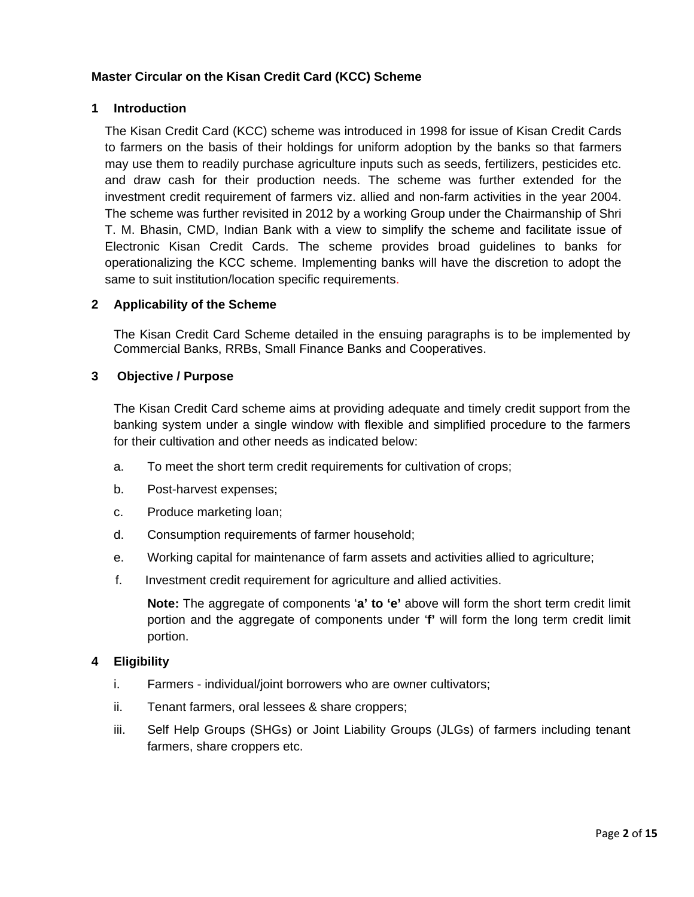**Master Circular on the Kisan Credit Card (KCC) Scheme**

## 1 Introduction

The Kisan Credit Card (KCC) scheme was introduced in 1998 for issue of Kisan Credit Cards to farmers on the basis of their holdings for uniform adoption by the banks so that farmers may use them to readily purchase agriculture inputs such as seeds, fertilizers, pesticides etc. and draw cash for their production needs. The scheme was further extended for the investment credit requirement of farmers viz. allied and non-farm activities in the year 2004. The scheme was further revisited in 2012 by a working Group under the Chairmanship of Shri T. M. Bhasin, CMD, Indian Bank with a view to simplify the scheme and facilitate issue of Electronic Kisan Credit Cards. The scheme provides broad guidelines to banks for operationalizing the KCC scheme. Implementing banks will have the discretion to adopt the same to suit institution/location specific requirements.

## 2 Applicability of the Scheme

The Kisan Credit Card Scheme detailed in the ensuing paragraphs is to be implemented by Commercial Banks, RRBs, Small Finance Banks and Cooperatives.

## 3 Objective / Purpose

The Kisan Credit Card scheme aims at providing adequate and timely credit support from the banking system under a single window with flexible and simplified procedure to the farmers for their cultivation and other needs as indicated below:

a. To meet the short term credit requirements for cultivation of crops;

b. Post-harvest expenses;

c. Produce marketing loan;

d. Consumption requirements of farmer household;

e. Working capital for maintenance of farm assets and activities allied to agriculture;

f. Investment credit requirement for agriculture and allied activities.

**Note:** The aggregate of components '**a' to 'e'** above will form the short term credit limit portion and the aggregate of components under '**f'** will form the long term credit limit portion.

## 4 Eligibility

i. Farmers - individual/joint borrowers who are owner cultivators;

ii. Tenant farmers, oral lessees & share croppers;

iii. Self Help Groups (SHGs) or Joint Liability Groups (JLGs) of farmers including tenant farmers, share croppers etc.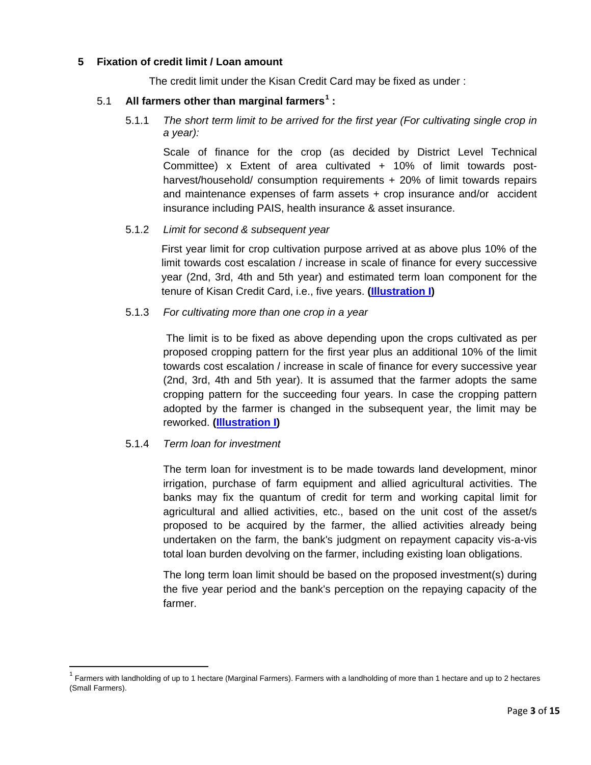## 5 Fixation of credit limit / Loan amount

The credit limit under the Kisan Credit Card may be fixed as under :

### 5.1 All farmers other than marginal farmers[1] :

5.1.1 *The short term limit to be arrived for the first year (For cultivating single crop in a year):*

Scale of finance for the crop (as decided by District Level Technical Committee) x Extent of area cultivated + 10% of limit towards post-harvest/household/ consumption requirements + 20% of limit towards repairs and maintenance expenses of farm assets + crop insurance and/or accident insurance including PAIS, health insurance & asset insurance.

5.1.2 *Limit for second & subsequent year*

First year limit for crop cultivation purpose arrived at as above plus 10% of the limit towards cost escalation / increase in scale of finance for every successive year (2nd, 3rd, 4th and 5th year) and estimated term loan component for the tenure of Kisan Credit Card, i.e., five years. **(Illustration I)**

5.1.3 *For cultivating more than one crop in a year*

The limit is to be fixed as above depending upon the crops cultivated as per proposed cropping pattern for the first year plus an additional 10% of the limit towards cost escalation / increase in scale of finance for every successive year (2nd, 3rd, 4th and 5th year). It is assumed that the farmer adopts the same cropping pattern for the succeeding four years. In case the cropping pattern adopted by the farmer is changed in the subsequent year, the limit may be reworked. **(Illustration I)**

5.1.4 *Term loan for investment*

The term loan for investment is to be made towards land development, minor irrigation, purchase of farm equipment and allied agricultural activities. The banks may fix the quantum of credit for term and working capital limit for agricultural and allied activities, etc., based on the unit cost of the asset/s proposed to be acquired by the farmer, the allied activities already being undertaken on the farm, the bank's judgment on repayment capacity vis-a-vis total loan burden devolving on the farmer, including existing loan obligations.

The long term loan limit should be based on the proposed investment(s) during the five year period and the bank's perception on the repaying capacity of the farmer.

---

[1] Farmers with landholding of up to 1 hectare (Marginal Farmers). Farmers with a landholding of more than 1 hectare and up to 2 hectares (Small Farmers).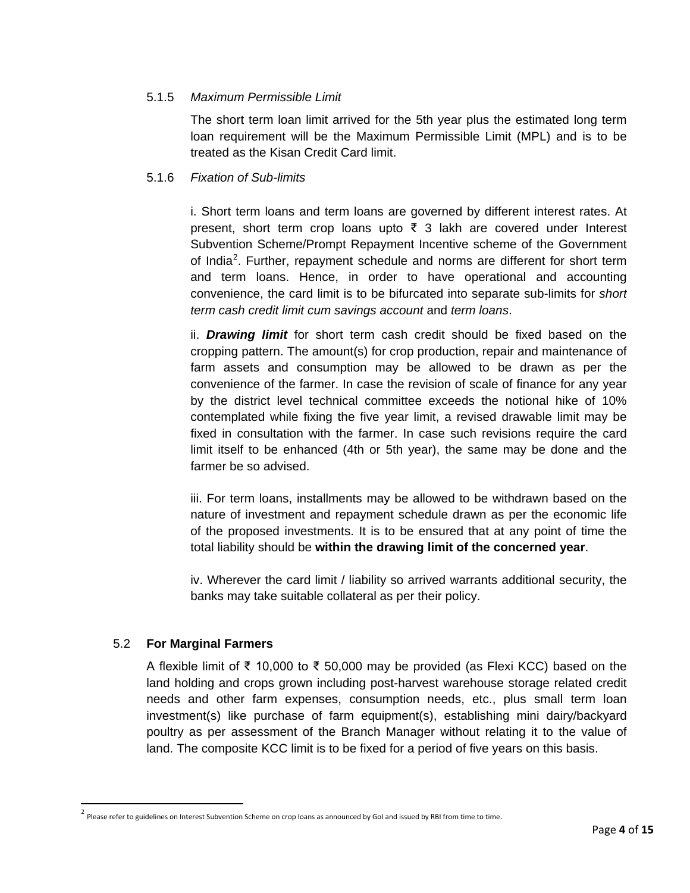#### 5.1.5 *Maximum Permissible Limit*

The short term loan limit arrived for the 5th year plus the estimated long term loan requirement will be the Maximum Permissible Limit (MPL) and is to be treated as the Kisan Credit Card limit.

#### 5.1.6 *Fixation of Sub-limits*

i. Short term loans and term loans are governed by different interest rates. At present, short term crop loans upto ₹ 3 lakh are covered under Interest Subvention Scheme/Prompt Repayment Incentive scheme of the Government of India[2]. Further, repayment schedule and norms are different for short term and term loans. Hence, in order to have operational and accounting convenience, the card limit is to be bifurcated into separate sub-limits for *short term cash credit limit cum savings account* and *term loans*.

ii. ***Drawing limit*** for short term cash credit should be fixed based on the cropping pattern. The amount(s) for crop production, repair and maintenance of farm assets and consumption may be allowed to be drawn as per the convenience of the farmer. In case the revision of scale of finance for any year by the district level technical committee exceeds the notional hike of 10% contemplated while fixing the five year limit, a revised drawable limit may be fixed in consultation with the farmer. In case such revisions require the card limit itself to be enhanced (4th or 5th year), the same may be done and the farmer be so advised.

iii. For term loans, installments may be allowed to be withdrawn based on the nature of investment and repayment schedule drawn as per the economic life of the proposed investments. It is to be ensured that at any point of time the total liability should be **within the drawing limit of the concerned year**.

iv. Wherever the card limit / liability so arrived warrants additional security, the banks may take suitable collateral as per their policy.

### 5.2 For Marginal Farmers

A flexible limit of ₹ 10,000 to ₹ 50,000 may be provided (as Flexi KCC) based on the land holding and crops grown including post-harvest warehouse storage related credit needs and other farm expenses, consumption needs, etc., plus small term loan investment(s) like purchase of farm equipment(s), establishing mini dairy/backyard poultry as per assessment of the Branch Manager without relating it to the value of land. The composite KCC limit is to be fixed for a period of five years on this basis.

---

[2] Please refer to guidelines on Interest Subvention Scheme on crop loans as announced by GoI and issued by RBI from time to time.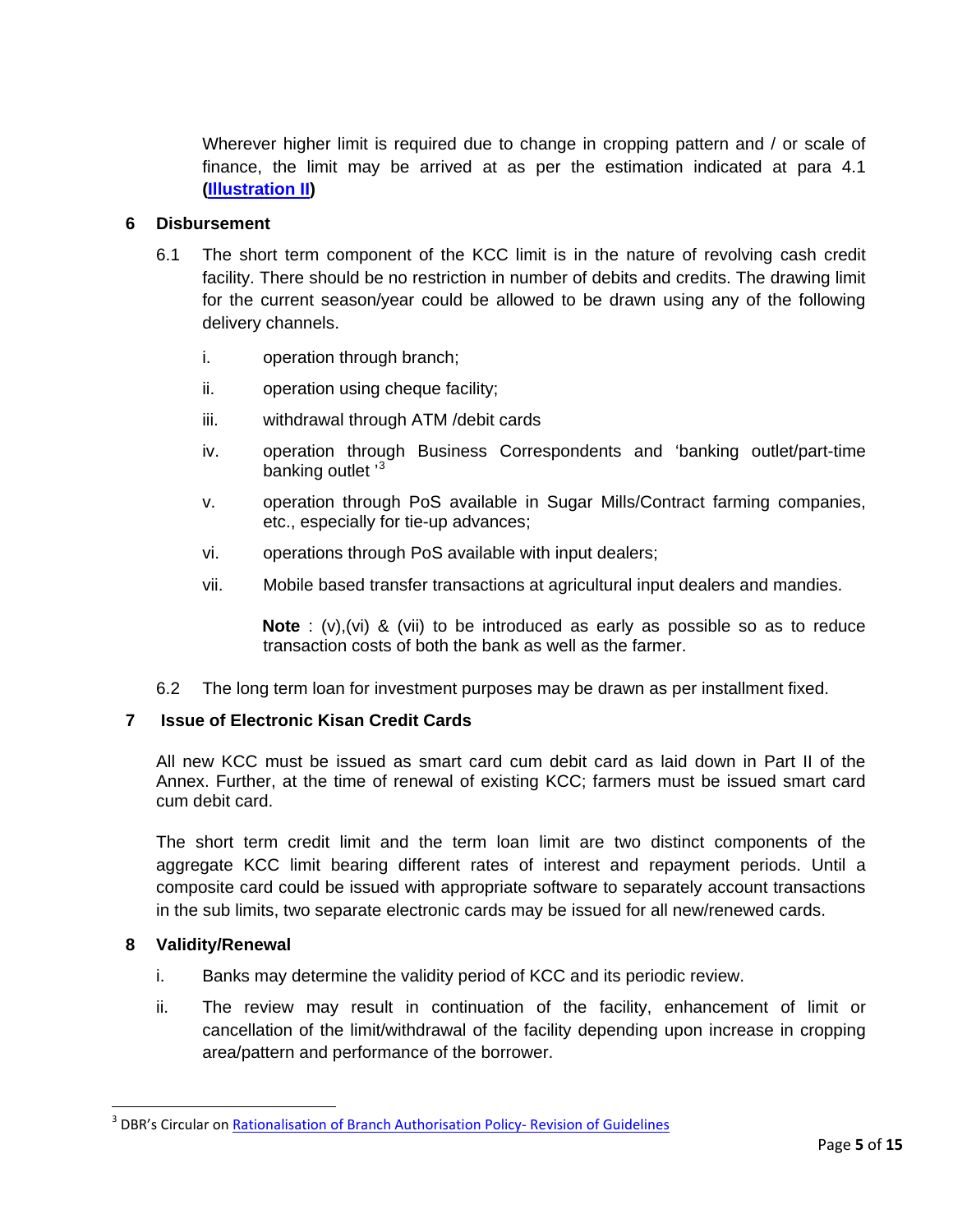Wherever higher limit is required due to change in cropping pattern and / or scale of finance, the limit may be arrived at as per the estimation indicated at para 4.1 **(Illustration II)**

## 6 Disbursement

6.1 The short term component of the KCC limit is in the nature of revolving cash credit facility. There should be no restriction in number of debits and credits. The drawing limit for the current season/year could be allowed to be drawn using any of the following delivery channels.

i. operation through branch;

ii. operation using cheque facility;

iii. withdrawal through ATM /debit cards

iv. operation through Business Correspondents and 'banking outlet/part-time banking outlet '[3]

v. operation through PoS available in Sugar Mills/Contract farming companies, etc., especially for tie-up advances;

vi. operations through PoS available with input dealers;

vii. Mobile based transfer transactions at agricultural input dealers and mandies.

**Note** : (v),(vi) & (vii) to be introduced as early as possible so as to reduce transaction costs of both the bank as well as the farmer.

6.2 The long term loan for investment purposes may be drawn as per installment fixed.

## 7 Issue of Electronic Kisan Credit Cards

All new KCC must be issued as smart card cum debit card as laid down in Part II of the Annex. Further, at the time of renewal of existing KCC; farmers must be issued smart card cum debit card.

The short term credit limit and the term loan limit are two distinct components of the aggregate KCC limit bearing different rates of interest and repayment periods. Until a composite card could be issued with appropriate software to separately account transactions in the sub limits, two separate electronic cards may be issued for all new/renewed cards.

## 8 Validity/Renewal

i. Banks may determine the validity period of KCC and its periodic review.

ii. The review may result in continuation of the facility, enhancement of limit or cancellation of the limit/withdrawal of the facility depending upon increase in cropping area/pattern and performance of the borrower.

---

[3] DBR's Circular on Rationalisation of Branch Authorisation Policy- Revision of Guidelines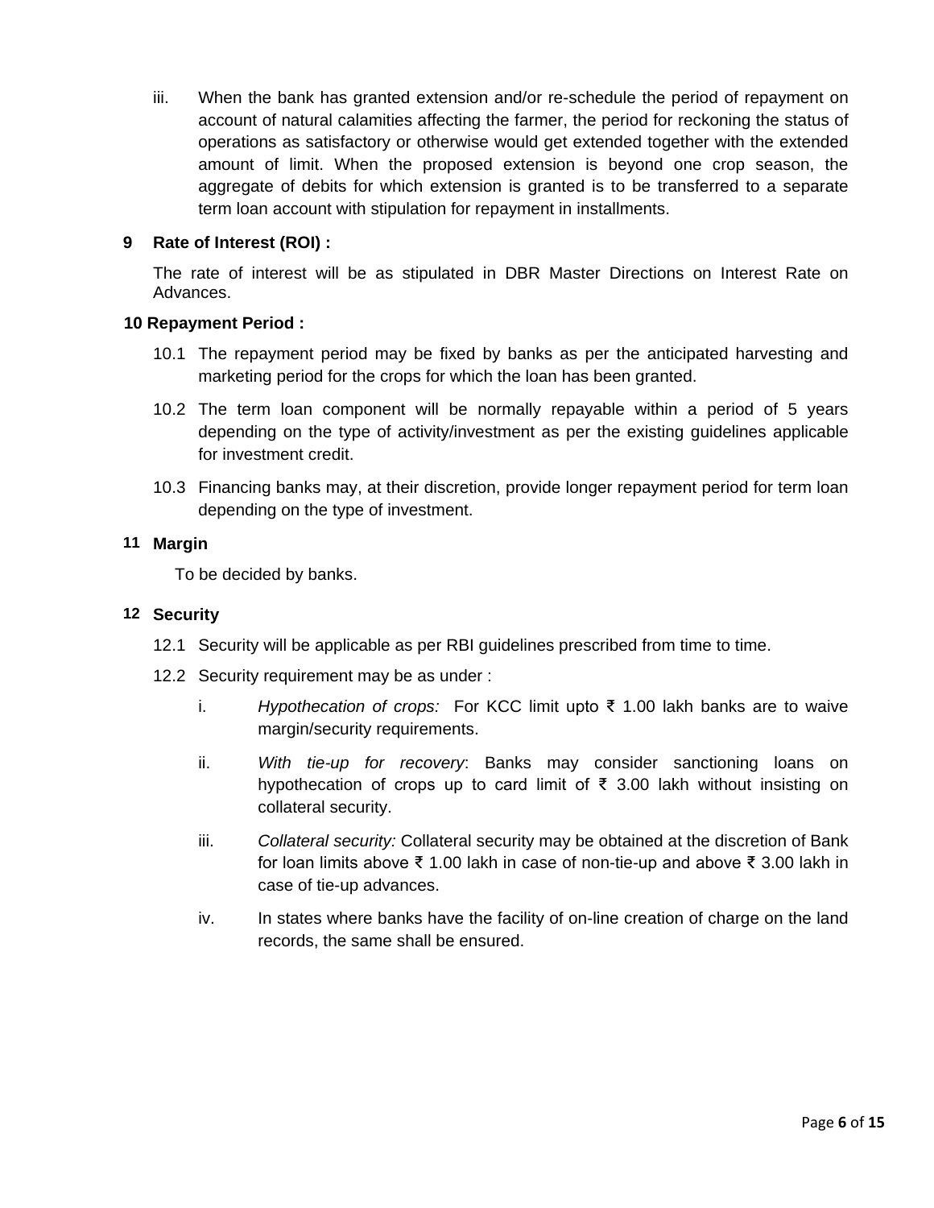iii. When the bank has granted extension and/or re-schedule the period of repayment on account of natural calamities affecting the farmer, the period for reckoning the status of operations as satisfactory or otherwise would get extended together with the extended amount of limit. When the proposed extension is beyond one crop season, the aggregate of debits for which extension is granted is to be transferred to a separate term loan account with stipulation for repayment in installments.

## 9 Rate of Interest (ROI) :

The rate of interest will be as stipulated in DBR Master Directions on Interest Rate on Advances.

## 10 Repayment Period :

10.1 The repayment period may be fixed by banks as per the anticipated harvesting and marketing period for the crops for which the loan has been granted.

10.2 The term loan component will be normally repayable within a period of 5 years depending on the type of activity/investment as per the existing guidelines applicable for investment credit.

10.3 Financing banks may, at their discretion, provide longer repayment period for term loan depending on the type of investment.

## 11 Margin

To be decided by banks.

## 12 Security

12.1 Security will be applicable as per RBI guidelines prescribed from time to time.

12.2 Security requirement may be as under :

i. *Hypothecation of crops:* For KCC limit upto ₹ 1.00 lakh banks are to waive margin/security requirements.

ii. *With tie-up for recovery*: Banks may consider sanctioning loans on hypothecation of crops up to card limit of ₹ 3.00 lakh without insisting on collateral security.

iii. *Collateral security:* Collateral security may be obtained at the discretion of Bank for loan limits above ₹ 1.00 lakh in case of non-tie-up and above ₹ 3.00 lakh in case of tie-up advances.

iv. In states where banks have the facility of on-line creation of charge on the land records, the same shall be ensured.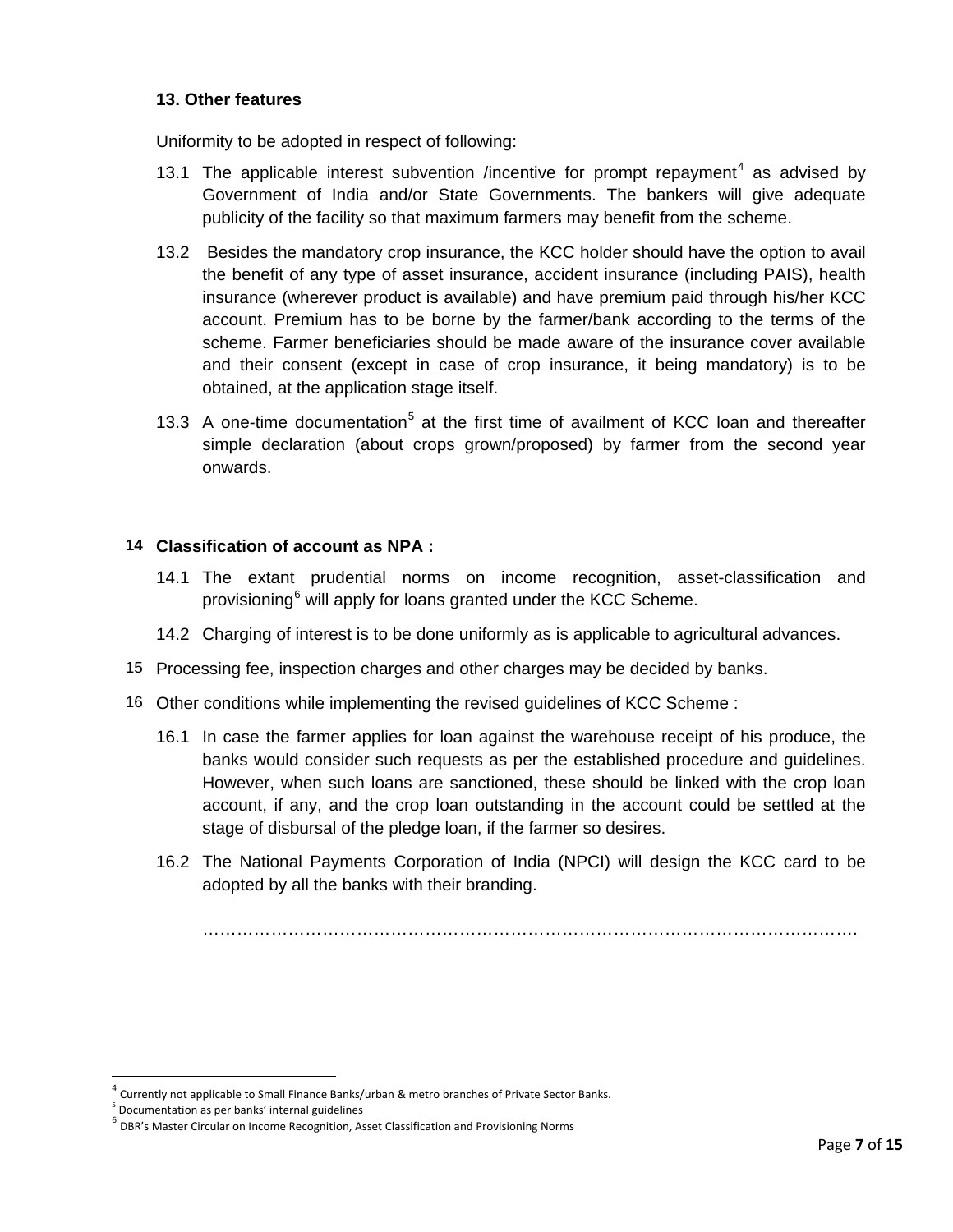### 13. Other features

Uniformity to be adopted in respect of following:

13.1 The applicable interest subvention /incentive for prompt repayment[4] as advised by Government of India and/or State Governments. The bankers will give adequate publicity of the facility so that maximum farmers may benefit from the scheme.

13.2 Besides the mandatory crop insurance, the KCC holder should have the option to avail the benefit of any type of asset insurance, accident insurance (including PAIS), health insurance (wherever product is available) and have premium paid through his/her KCC account. Premium has to be borne by the farmer/bank according to the terms of the scheme. Farmer beneficiaries should be made aware of the insurance cover available and their consent (except in case of crop insurance, it being mandatory) is to be obtained, at the application stage itself.

13.3 A one-time documentation[5] at the first time of availment of KCC loan and thereafter simple declaration (about crops grown/proposed) by farmer from the second year onwards.

### 14 Classification of account as NPA :

14.1 The extant prudential norms on income recognition, asset-classification and provisioning[6] will apply for loans granted under the KCC Scheme.

14.2 Charging of interest is to be done uniformly as is applicable to agricultural advances.

15 Processing fee, inspection charges and other charges may be decided by banks.

16 Other conditions while implementing the revised guidelines of KCC Scheme :

16.1 In case the farmer applies for loan against the warehouse receipt of his produce, the banks would consider such requests as per the established procedure and guidelines. However, when such loans are sanctioned, these should be linked with the crop loan account, if any, and the crop loan outstanding in the account could be settled at the stage of disbursal of the pledge loan, if the farmer so desires.

16.2 The National Payments Corporation of India (NPCI) will design the KCC card to be adopted by all the banks with their branding.

…………………………………………………………………………………………………….

---

[4] Currently not applicable to Small Finance Banks/urban & metro branches of Private Sector Banks.

[5] Documentation as per banks' internal guidelines

[6] DBR's Master Circular on Income Recognition, Asset Classification and Provisioning Norms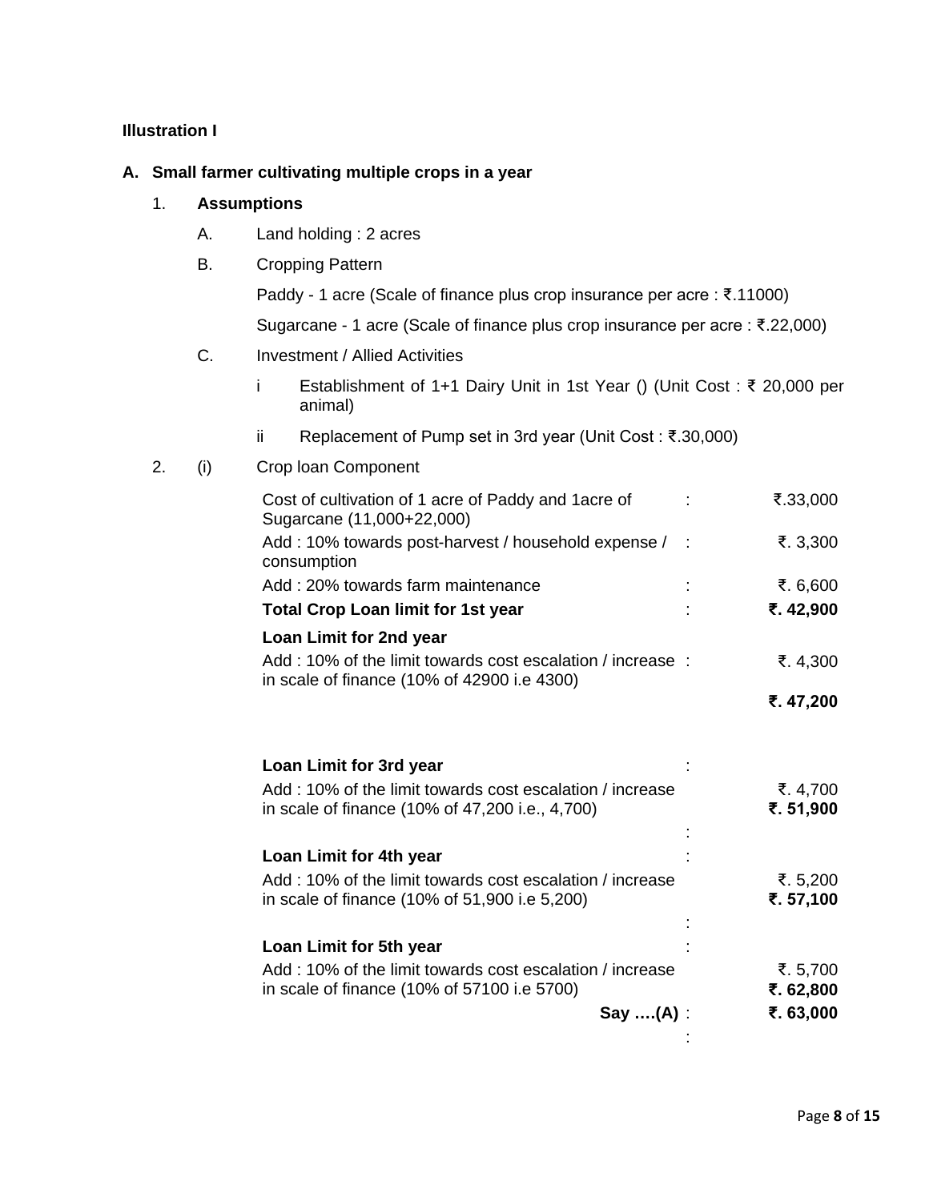**Illustration I**

**A. Small farmer cultivating multiple crops in a year**

1. **Assumptions**

   A. Land holding : 2 acres

   B. Cropping Pattern

   Paddy - 1 acre (Scale of finance plus crop insurance per acre : ₹.11000)

   Sugarcane - 1 acre (Scale of finance plus crop insurance per acre : ₹.22,000)

   C. Investment / Allied Activities

   i Establishment of 1+1 Dairy Unit in 1st Year () (Unit Cost : ₹ 20,000 per animal)

   ii Replacement of Pump set in 3rd year (Unit Cost : ₹.30,000)

2. (i) Crop loan Component

| | | |
|---|---|---|
| Cost of cultivation of 1 acre of Paddy and 1acre of Sugarcane (11,000+22,000) | : | ₹.33,000 |
| Add : 10% towards post-harvest / household expense / consumption | : | ₹. 3,300 |
| Add : 20% towards farm maintenance | : | ₹. 6,600 |
| **Total Crop Loan limit for 1st year** | : | **₹. 42,900** |
| **Loan Limit for 2nd year** | | |
| Add : 10% of the limit towards cost escalation / increase in scale of finance (10% of 42900 i.e 4300) | : | ₹. 4,300 |
| | | **₹. 47,200** |
| **Loan Limit for 3rd year** | : | |
| Add : 10% of the limit towards cost escalation / increase in scale of finance (10% of 47,200 i.e., 4,700) | : | ₹. 4,700<br>**₹. 51,900** |
| **Loan Limit for 4th year** | : | |
| Add : 10% of the limit towards cost escalation / increase in scale of finance (10% of 51,900 i.e 5,200) | : | ₹. 5,200<br>**₹. 57,100** |
| **Loan Limit for 5th year** | : | |
| Add : 10% of the limit towards cost escalation / increase in scale of finance (10% of 57100 i.e 5700) | | ₹. 5,700<br>**₹. 62,800** |
| **Say ….(A)** | : | **₹. 63,000** |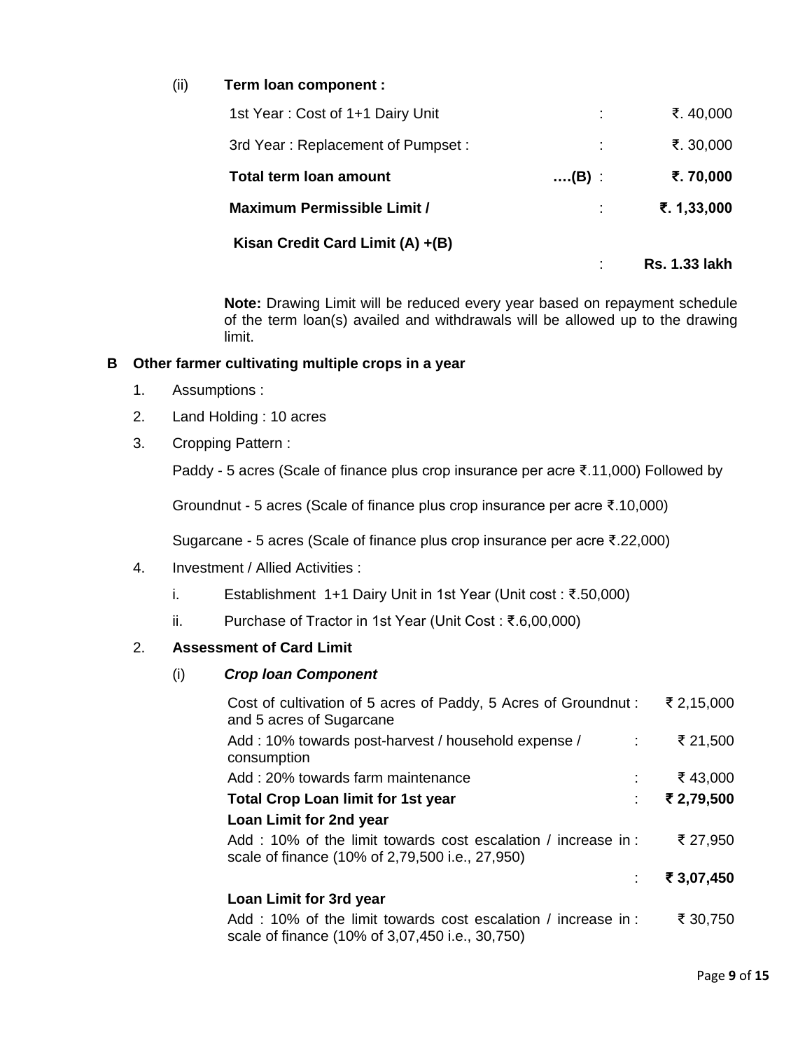(ii) **Term loan component :**

| | | |
|---|---|---|
| 1st Year : Cost of 1+1 Dairy Unit | : | ₹. 40,000 |
| 3rd Year : Replacement of Pumpset : | : | ₹. 30,000 |
| **Total term loan amount** | **….(B)** : | **₹. 70,000** |
| **Maximum Permissible Limit /** | : | **₹. 1,33,000** |
| **Kisan Credit Card Limit (A) +(B)** | : | **Rs. 1.33 lakh** |

**Note:** Drawing Limit will be reduced every year based on repayment schedule of the term loan(s) availed and withdrawals will be allowed up to the drawing limit.

**B Other farmer cultivating multiple crops in a year**

1. Assumptions :
2. Land Holding : 10 acres
3. Cropping Pattern :

   Paddy - 5 acres (Scale of finance plus crop insurance per acre ₹.11,000) Followed by

   Groundnut - 5 acres (Scale of finance plus crop insurance per acre ₹.10,000)

   Sugarcane - 5 acres (Scale of finance plus crop insurance per acre ₹.22,000)

4. Investment / Allied Activities :

   i. Establishment 1+1 Dairy Unit in 1st Year (Unit cost : ₹.50,000)

   ii. Purchase of Tractor in 1st Year (Unit Cost : ₹.6,00,000)

2. **Assessment of Card Limit**

   (i) ***Crop loan Component***

| | | |
|---|---|---|
| Cost of cultivation of 5 acres of Paddy, 5 Acres of Groundnut and 5 acres of Sugarcane | : | ₹ 2,15,000 |
| Add : 10% towards post-harvest / household expense / consumption | : | ₹ 21,500 |
| Add : 20% towards farm maintenance | : | ₹ 43,000 |
| **Total Crop Loan limit for 1st year** | : | **₹ 2,79,500** |
| **Loan Limit for 2nd year** | | |
| Add : 10% of the limit towards cost escalation / increase in scale of finance (10% of 2,79,500 i.e., 27,950) | : | ₹ 27,950 |
| | : | **₹ 3,07,450** |
| **Loan Limit for 3rd year** | | |
| Add : 10% of the limit towards cost escalation / increase in scale of finance (10% of 3,07,450 i.e., 30,750) | : | ₹ 30,750 |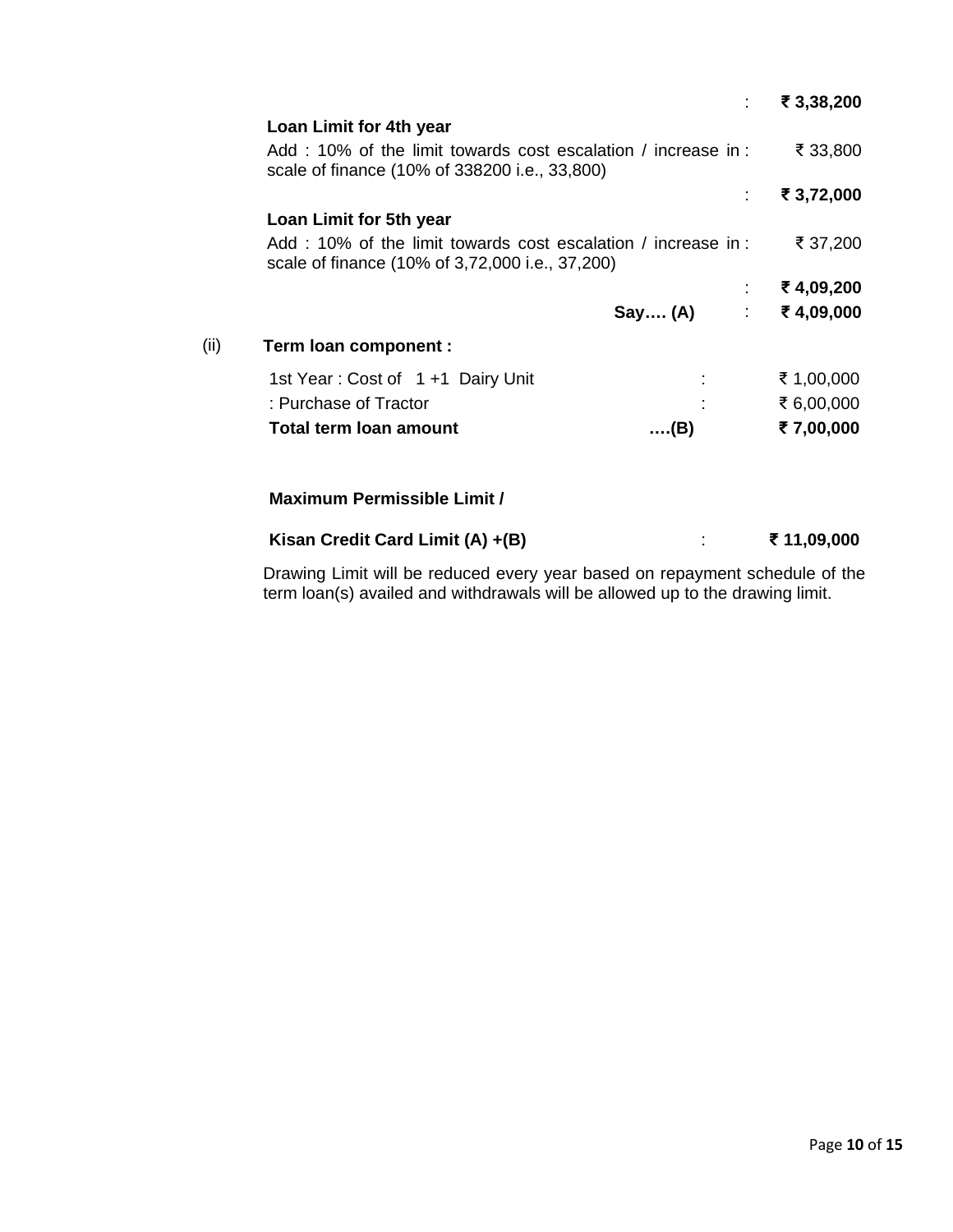| | | |
|---|---|---|
| | : | **₹ 3,38,200** |
| **Loan Limit for 4th year** | | |
| Add : 10% of the limit towards cost escalation / increase in scale of finance (10% of 338200 i.e., 33,800) | : | ₹ 33,800 |
| | : | **₹ 3,72,000** |
| **Loan Limit for 5th year** | | |
| Add : 10% of the limit towards cost escalation / increase in scale of finance (10% of 3,72,000 i.e., 37,200) | : | ₹ 37,200 |
| | : | **₹ 4,09,200** |
| **Say…. (A)** | : | **₹ 4,09,000** |

(ii) **Term loan component :**

| | | |
|---|---|---|
| 1st Year : Cost of 1 +1 Dairy Unit | : | ₹ 1,00,000 |
| : Purchase of Tractor | : | ₹ 6,00,000 |
| **Total term loan amount** | **….(B)** | **₹ 7,00,000** |

**Maximum Permissible Limit /**

**Kisan Credit Card Limit (A) +(B)** : **₹ 11,09,000**

Drawing Limit will be reduced every year based on repayment schedule of the term loan(s) availed and withdrawals will be allowed up to the drawing limit.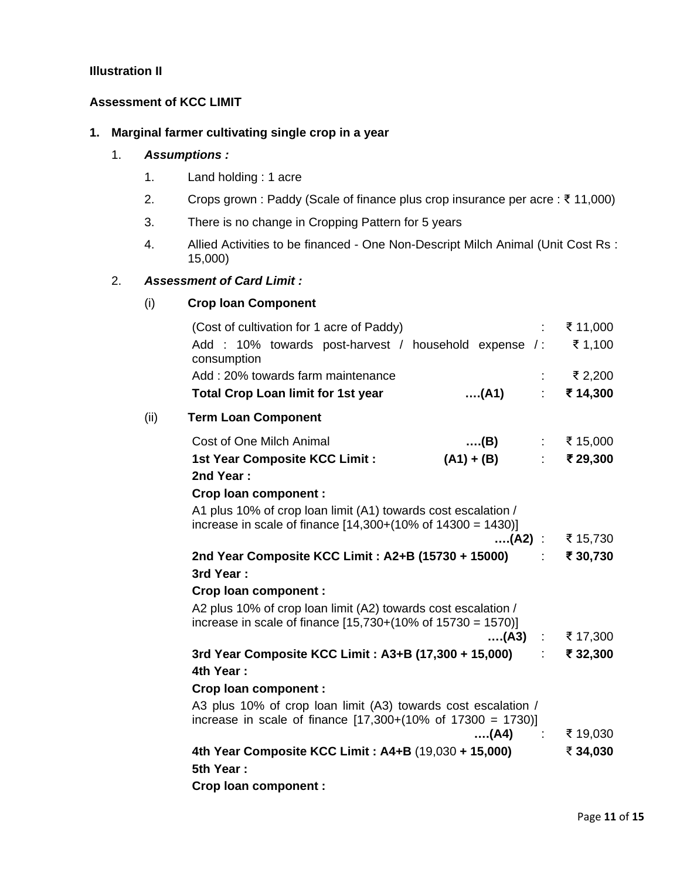**Illustration II**

**Assessment of KCC LIMIT**

1. **Marginal farmer cultivating single crop in a year**

   1. ***Assumptions :***

      1. Land holding : 1 acre
      2. Crops grown : Paddy (Scale of finance plus crop insurance per acre : ₹ 11,000)
      3. There is no change in Cropping Pattern for 5 years
      4. Allied Activities to be financed - One Non-Descript Milch Animal (Unit Cost Rs : 15,000)

   2. ***Assessment of Card Limit :***

      (i) **Crop loan Component**

| | | | |
|---|---|---|---|
| (Cost of cultivation for 1 acre of Paddy) | | : | ₹ 11,000 |
| Add : 10% towards post-harvest / household expense / consumption | | : | ₹ 1,100 |
| Add : 20% towards farm maintenance | | : | ₹ 2,200 |
| **Total Crop Loan limit for 1st year** | **….(A1)** | : | **₹ 14,300** |

      (ii) **Term Loan Component**

| | | | |
|---|---|---|---|
| Cost of One Milch Animal | **….(B)** | : | ₹ 15,000 |
| **1st Year Composite KCC Limit :** | **(A1) + (B)** | : | **₹ 29,300** |

**2nd Year :**

**Crop loan component :**

A1 plus 10% of crop loan limit (A1) towards cost escalation / increase in scale of finance [14,300+(10% of 14300 = 1430)] **….(A2)** : ₹ 15,730

**2nd Year Composite KCC Limit : A2+B (15730 + 15000)** : **₹ 30,730**

**3rd Year :**

**Crop loan component :**

A2 plus 10% of crop loan limit (A2) towards cost escalation / increase in scale of finance [15,730+(10% of 15730 = 1570)] **….(A3)** : ₹ 17,300

**3rd Year Composite KCC Limit : A3+B (17,300 + 15,000)** : **₹ 32,300**

**4th Year :**

**Crop loan component :**

A3 plus 10% of crop loan limit (A3) towards cost escalation / increase in scale of finance [17,300+(10% of 17300 = 1730)] **….(A4)** : ₹ 19,030

**4th Year Composite KCC Limit : A4+B** (19,030 **+ 15,000)** **₹ 34,030**

**5th Year :**

**Crop loan component :**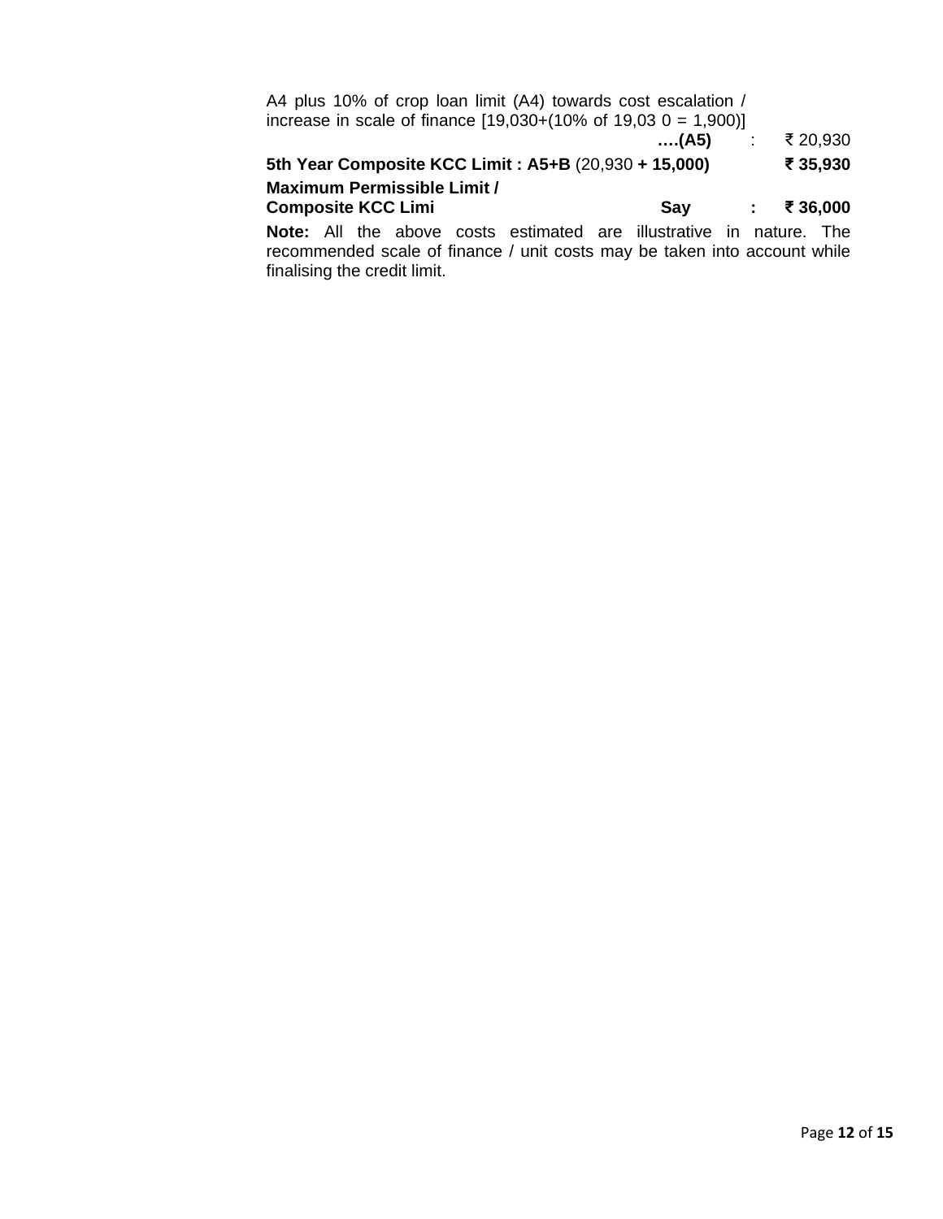A4 plus 10% of crop loan limit (A4) towards cost escalation / increase in scale of finance [19,030+(10% of 19,03 0 = 1,900)] **….(A5)** : ₹ 20,930

**5th Year Composite KCC Limit : A5+B** (20,930 **+ 15,000)** **₹ 35,930**

**Maximum Permissible Limit / Composite KCC Limi** **Say** **:** **₹ 36,000**

**Note:** All the above costs estimated are illustrative in nature. The recommended scale of finance / unit costs may be taken into account while finalising the credit limit.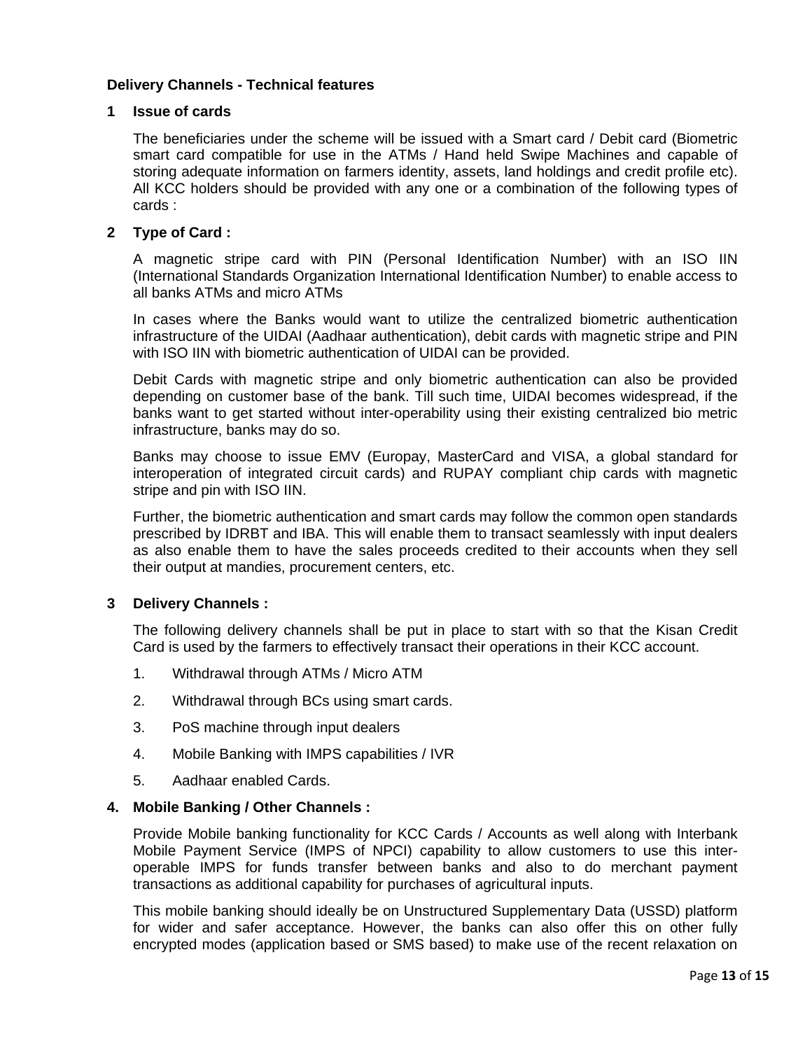**Delivery Channels - Technical features**

**1 Issue of cards**

The beneficiaries under the scheme will be issued with a Smart card / Debit card (Biometric smart card compatible for use in the ATMs / Hand held Swipe Machines and capable of storing adequate information on farmers identity, assets, land holdings and credit profile etc). All KCC holders should be provided with any one or a combination of the following types of cards :

**2 Type of Card :**

A magnetic stripe card with PIN (Personal Identification Number) with an ISO IIN (International Standards Organization International Identification Number) to enable access to all banks ATMs and micro ATMs

In cases where the Banks would want to utilize the centralized biometric authentication infrastructure of the UIDAI (Aadhaar authentication), debit cards with magnetic stripe and PIN with ISO IIN with biometric authentication of UIDAI can be provided.

Debit Cards with magnetic stripe and only biometric authentication can also be provided depending on customer base of the bank. Till such time, UIDAI becomes widespread, if the banks want to get started without inter-operability using their existing centralized bio metric infrastructure, banks may do so.

Banks may choose to issue EMV (Europay, MasterCard and VISA, a global standard for interoperation of integrated circuit cards) and RUPAY compliant chip cards with magnetic stripe and pin with ISO IIN.

Further, the biometric authentication and smart cards may follow the common open standards prescribed by IDRBT and IBA. This will enable them to transact seamlessly with input dealers as also enable them to have the sales proceeds credited to their accounts when they sell their output at mandies, procurement centers, etc.

**3 Delivery Channels :**

The following delivery channels shall be put in place to start with so that the Kisan Credit Card is used by the farmers to effectively transact their operations in their KCC account.

1. Withdrawal through ATMs / Micro ATM
2. Withdrawal through BCs using smart cards.
3. PoS machine through input dealers
4. Mobile Banking with IMPS capabilities / IVR
5. Aadhaar enabled Cards.

**4. Mobile Banking / Other Channels :**

Provide Mobile banking functionality for KCC Cards / Accounts as well along with Interbank Mobile Payment Service (IMPS of NPCI) capability to allow customers to use this inter-operable IMPS for funds transfer between banks and also to do merchant payment transactions as additional capability for purchases of agricultural inputs.

This mobile banking should ideally be on Unstructured Supplementary Data (USSD) platform for wider and safer acceptance. However, the banks can also offer this on other fully encrypted modes (application based or SMS based) to make use of the recent relaxation on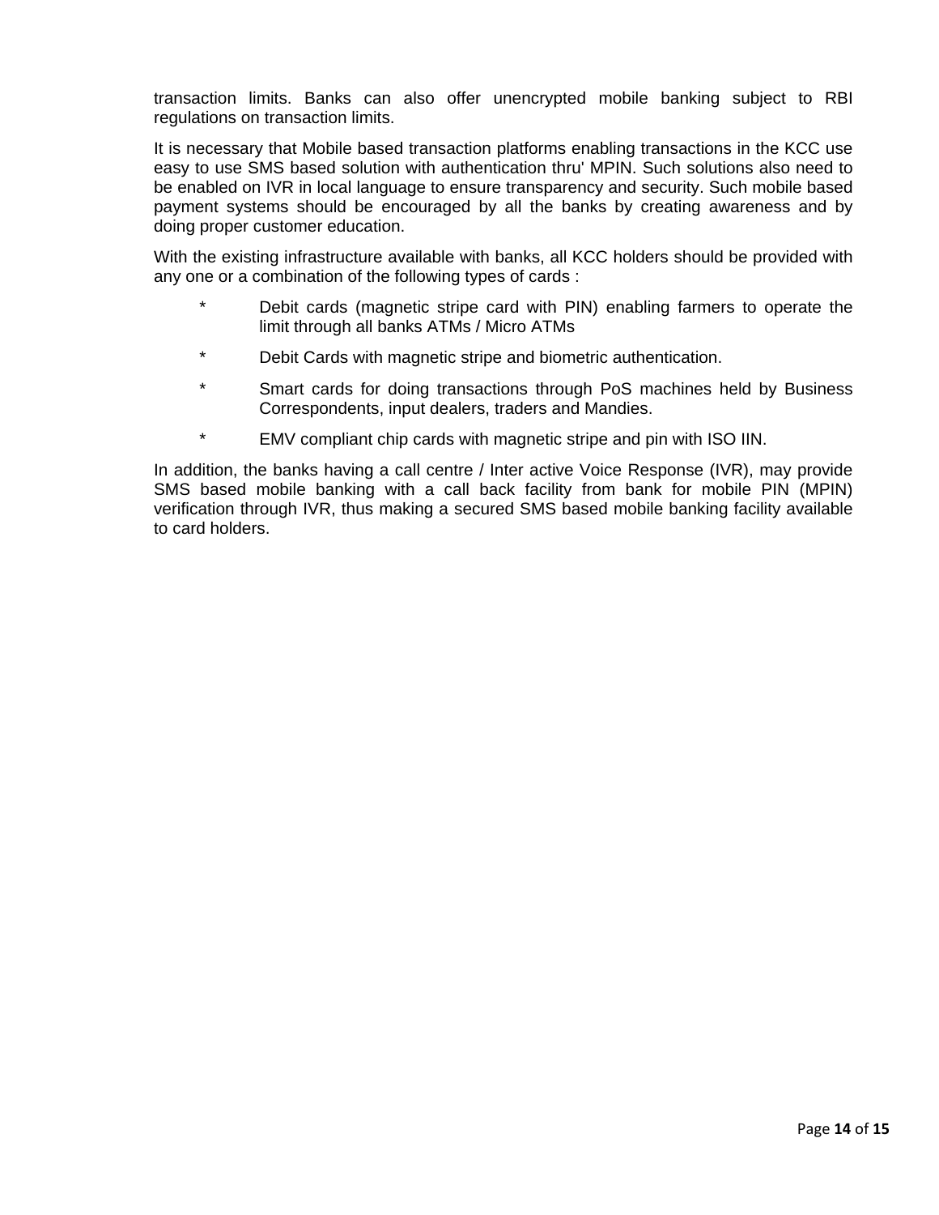transaction limits. Banks can also offer unencrypted mobile banking subject to RBI regulations on transaction limits.

It is necessary that Mobile based transaction platforms enabling transactions in the KCC use easy to use SMS based solution with authentication thru' MPIN. Such solutions also need to be enabled on IVR in local language to ensure transparency and security. Such mobile based payment systems should be encouraged by all the banks by creating awareness and by doing proper customer education.

With the existing infrastructure available with banks, all KCC holders should be provided with any one or a combination of the following types of cards :

- Debit cards (magnetic stripe card with PIN) enabling farmers to operate the limit through all banks ATMs / Micro ATMs
- Debit Cards with magnetic stripe and biometric authentication.
- Smart cards for doing transactions through PoS machines held by Business Correspondents, input dealers, traders and Mandies.
- EMV compliant chip cards with magnetic stripe and pin with ISO IIN.

In addition, the banks having a call centre / Inter active Voice Response (IVR), may provide SMS based mobile banking with a call back facility from bank for mobile PIN (MPIN) verification through IVR, thus making a secured SMS based mobile banking facility available to card holders.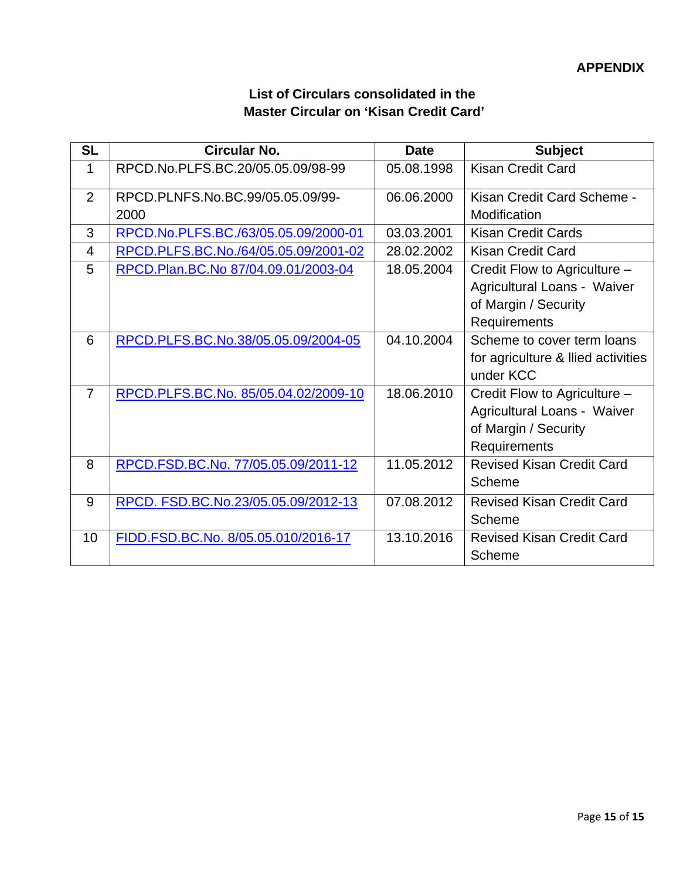**APPENDIX**

**List of Circulars consolidated in the Master Circular on 'Kisan Credit Card'**

| SL | Circular No. | Date | Subject |
|---|---|---|---|
| 1 | RPCD.No.PLFS.BC.20/05.05.09/98-99 | 05.08.1998 | Kisan Credit Card |
| 2 | RPCD.PLNFS.No.BC.99/05.05.09/99-2000 | 06.06.2000 | Kisan Credit Card Scheme - Modification |
| 3 | RPCD.No.PLFS.BC./63/05.05.09/2000-01 | 03.03.2001 | Kisan Credit Cards |
| 4 | RPCD.PLFS.BC.No./64/05.05.09/2001-02 | 28.02.2002 | Kisan Credit Card |
| 5 | RPCD.Plan.BC.No 87/04.09.01/2003-04 | 18.05.2004 | Credit Flow to Agriculture – Agricultural Loans - Waiver of Margin / Security Requirements |
| 6 | RPCD.PLFS.BC.No.38/05.05.09/2004-05 | 04.10.2004 | Scheme to cover term loans for agriculture & llied activities under KCC |
| 7 | RPCD.PLFS.BC.No. 85/05.04.02/2009-10 | 18.06.2010 | Credit Flow to Agriculture – Agricultural Loans - Waiver of Margin / Security Requirements |
| 8 | RPCD.FSD.BC.No. 77/05.05.09/2011-12 | 11.05.2012 | Revised Kisan Credit Card Scheme |
| 9 | RPCD. FSD.BC.No.23/05.05.09/2012-13 | 07.08.2012 | Revised Kisan Credit Card Scheme |
| 10 | FIDD.FSD.BC.No. 8/05.05.010/2016-17 | 13.10.2016 | Revised Kisan Credit Card Scheme |